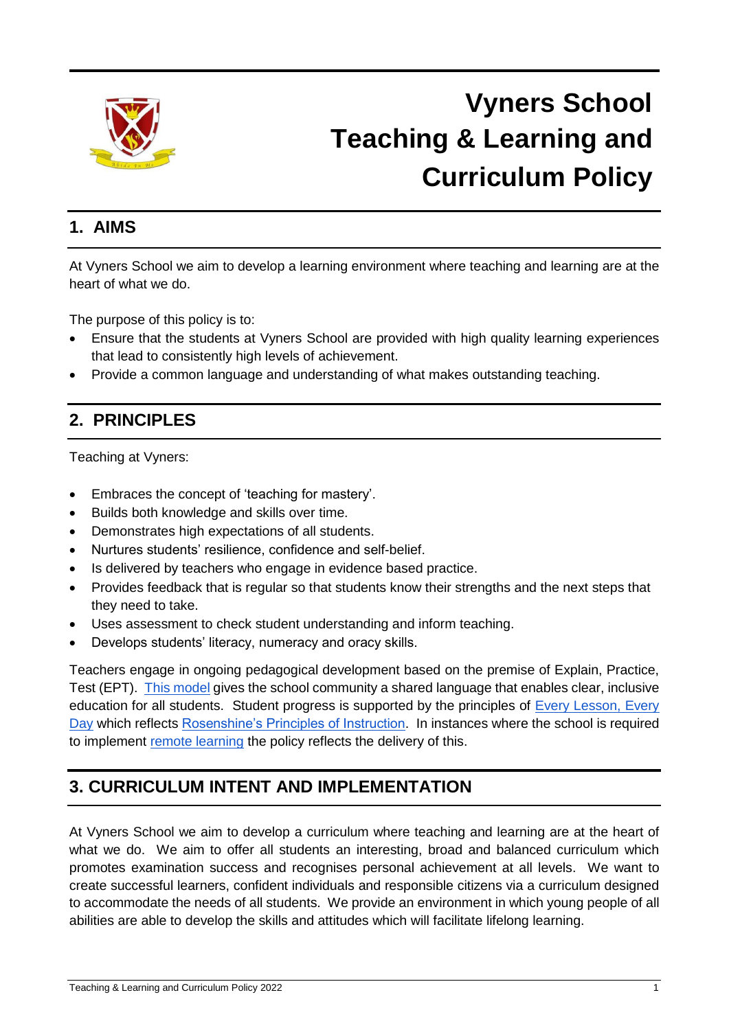# Vyners School Teaching & Learning and Curriculum Policy

## 1. AIMS

At Vyners School we aim to develop a learning environment where teaching and learning are at the heart of what we do.

The purpose of this policy is to:

- Ensure that the students at Vyners School are provided with high quality learning experiences that lead to consistently high levels of achievement.
- Provide a common language and understanding of what makes outstanding teaching.

## 2. PRINCIPLES

Teaching at Vyners:

- Embraces the concept of 'teaching for mastery'.
- Builds both knowledge and skills over time.
- Demonstrates high expectations of all students.
- Nurtures students' resilience, confidence and self-belief.
- Is delivered by teachers who engage in evidence based practice.
- Provides feedback that is regular so that students know their strengths and the next steps that they need to take.
- Uses assessment to check student understanding and inform teaching.
- Develops students' literacy, numeracy and oracy skills.

Teachers engage in ongoing pedagogical development based on the premise of Explain, Practice, Test (EPT). This model gives the school community a shared language that enables clear, inclusive education for all students. Student progress is supported by the principles of Every Lesson, Every Day which reflects Rosenshine's Principles of Instruction. In instances where the school is required to implement remote learning the policy reflects the delivery of this.

## 3. CURRICULUM INTENT AND IMPLEMENTATION

At Vyners School we aim to develop a curriculum where teaching and learning are at the heart of what we do. We aim to offer all students an interesting, broad and balanced curriculum which promotes examination success and recognises personal achievement at all levels. We want to create successful learners, confident individuals and responsible citizens via a curriculum designed to accommodate the needs of all students. We provide an environment in which young people of all abilities are able to develop the skills and attitudes which will facilitate lifelong learning.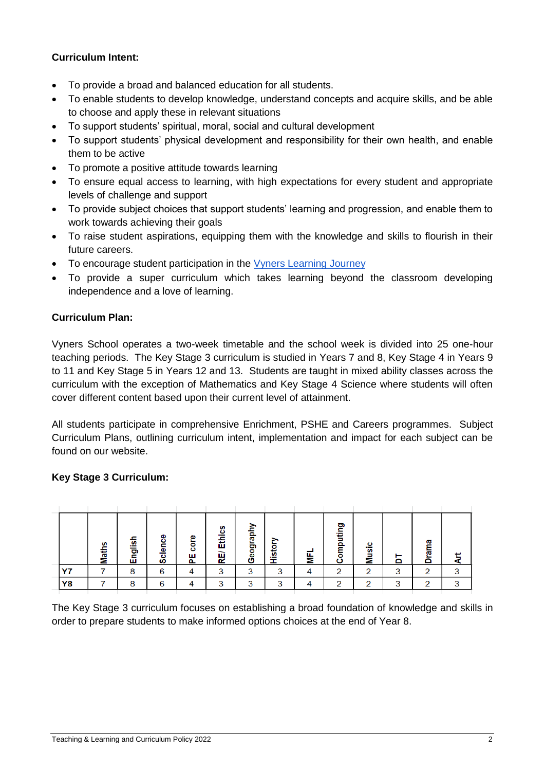**Curriculum Intent:**

- To provide a broad and balanced education for all students.
- To enable students to develop knowledge, understand concepts and acquire skills, and be able to choose and apply these in relevant situations
- To support students' spiritual, moral, social and cultural development
- To support students' physical development and responsibility for their own health, and enable them to be active
- To promote a positive attitude towards learning
- To ensure equal access to learning, with high expectations for every student and appropriate levels of challenge and support
- To provide subject choices that support students' learning and progression, and enable them to work towards achieving their goals
- To raise student aspirations, equipping them with the knowledge and skills to flourish in their future careers.
- To encourage student participation in the Vyners Learning Journey
- To provide a super curriculum which takes learning beyond the classroom developing independence and a love of learning.

**Curriculum Plan:**

Vyners School operates a two-week timetable and the school week is divided into 25 one-hour teaching periods. The Key Stage 3 curriculum is studied in Years 7 and 8, Key Stage 4 in Years 9 to 11 and Key Stage 5 in Years 12 and 13. Students are taught in mixed ability classes across the curriculum with the exception of Mathematics and Key Stage 4 Science where students will often cover different content based upon their current level of attainment.

All students participate in comprehensive Enrichment, PSHE and Careers programmes. Subject Curriculum Plans, outlining curriculum intent, implementation and impact for each subject can be found on our website.

**Key Stage 3 Curriculum:**

| | Maths | English | Science | PE core | RE/ Ethics | Geography | History | MFL | Computing | Music | DT | Drama | Art |
|---|---|---|---|---|---|---|---|---|---|---|---|---|---|
| Y7 | 7 | 8 | 6 | 4 | 3 | 3 | 3 | 4 | 2 | 2 | 3 | 2 | 3 |
| Y8 | 7 | 8 | 6 | 4 | 3 | 3 | 3 | 4 | 2 | 2 | 3 | 2 | 3 |

The Key Stage 3 curriculum focuses on establishing a broad foundation of knowledge and skills in order to prepare students to make informed options choices at the end of Year 8.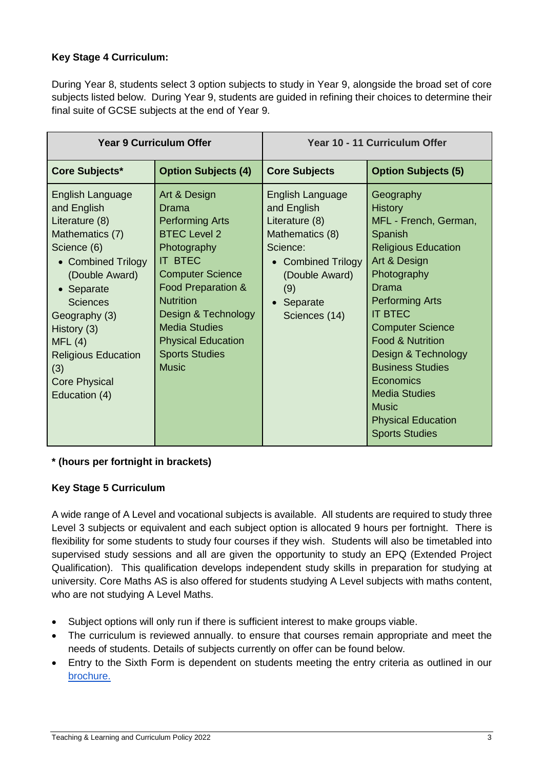**Key Stage 4 Curriculum:**

During Year 8, students select 3 option subjects to study in Year 9, alongside the broad set of core subjects listed below. During Year 9, students are guided in refining their choices to determine their final suite of GCSE subjects at the end of Year 9.

| Year 9 Curriculum Offer | | Year 10 - 11 Curriculum Offer | |
|---|---|---|---|
| **Core Subjects*** | **Option Subjects (4)** | **Core Subjects** | **Option Subjects (5)** |
| English Language and English Literature (8)<br>Mathematics (7)<br>Science (6)<br>• Combined Trilogy (Double Award)<br>• Separate Sciences<br>Geography (3)<br>History (3)<br>MFL (4)<br>Religious Education (3)<br>Core Physical Education (4) | Art & Design<br>Drama<br>Performing Arts<br>BTEC Level 2<br>Photography<br>IT BTEC<br>Computer Science<br>Food Preparation & Nutrition<br>Design & Technology<br>Media Studies<br>Physical Education<br>Sports Studies<br>Music | English Language and English Literature (8)<br>Mathematics (8)<br>Science:<br>• Combined Trilogy (Double Award) (9)<br>• Separate Sciences (14) | Geography<br>History<br>MFL - French, German, Spanish<br>Religious Education<br>Art & Design<br>Photography<br>Drama<br>Performing Arts<br>IT BTEC<br>Computer Science<br>Food & Nutrition<br>Design & Technology<br>Business Studies<br>Economics<br>Media Studies<br>Music<br>Physical Education<br>Sports Studies |

**\* (hours per fortnight in brackets)**

**Key Stage 5 Curriculum**

A wide range of A Level and vocational subjects is available. All students are required to study three Level 3 subjects or equivalent and each subject option is allocated 9 hours per fortnight. There is flexibility for some students to study four courses if they wish. Students will also be timetabled into supervised study sessions and all are given the opportunity to study an EPQ (Extended Project Qualification). This qualification develops independent study skills in preparation for studying at university. Core Maths AS is also offered for students studying A Level subjects with maths content, who are not studying A Level Maths.

- Subject options will only run if there is sufficient interest to make groups viable.
- The curriculum is reviewed annually. to ensure that courses remain appropriate and meet the needs of students. Details of subjects currently on offer can be found below.
- Entry to the Sixth Form is dependent on students meeting the entry criteria as outlined in our brochure.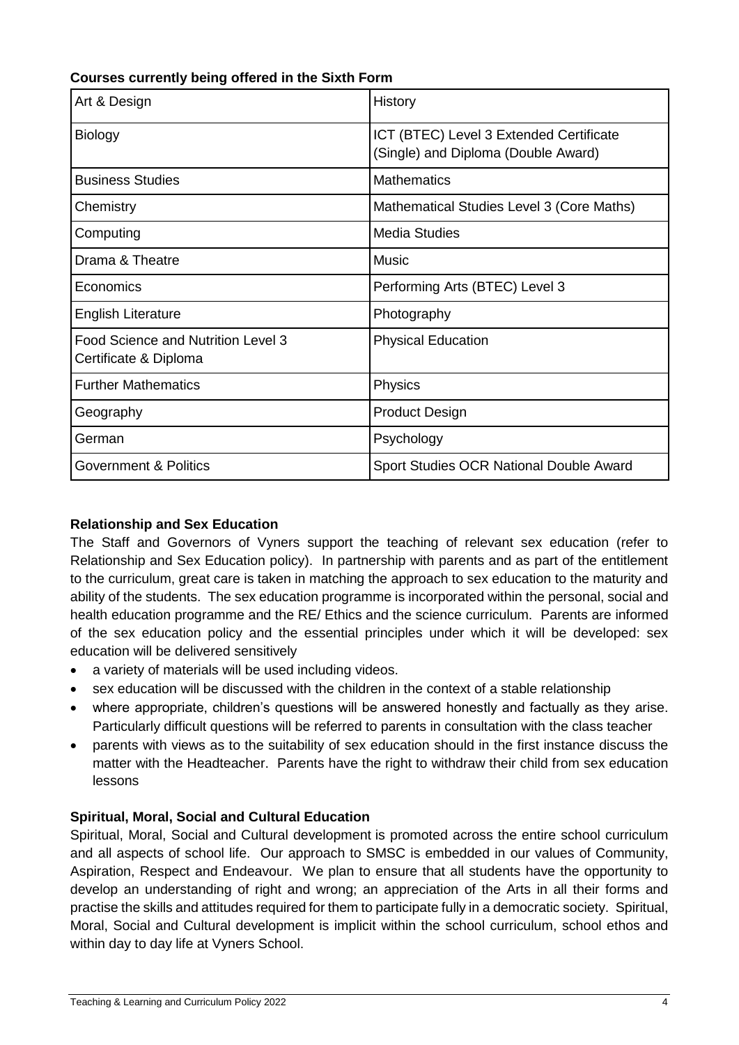**Courses currently being offered in the Sixth Form**

| | |
|---|---|
| Art & Design | History |
| Biology | ICT (BTEC) Level 3 Extended Certificate (Single) and Diploma (Double Award) |
| Business Studies | Mathematics |
| Chemistry | Mathematical Studies Level 3 (Core Maths) |
| Computing | Media Studies |
| Drama & Theatre | Music |
| Economics | Performing Arts (BTEC) Level 3 |
| English Literature | Photography |
| Food Science and Nutrition Level 3 Certificate & Diploma | Physical Education |
| Further Mathematics | Physics |
| Geography | Product Design |
| German | Psychology |
| Government & Politics | Sport Studies OCR National Double Award |

**Relationship and Sex Education**

The Staff and Governors of Vyners support the teaching of relevant sex education (refer to Relationship and Sex Education policy). In partnership with parents and as part of the entitlement to the curriculum, great care is taken in matching the approach to sex education to the maturity and ability of the students. The sex education programme is incorporated within the personal, social and health education programme and the RE/ Ethics and the science curriculum. Parents are informed of the sex education policy and the essential principles under which it will be developed: sex education will be delivered sensitively

- a variety of materials will be used including videos.
- sex education will be discussed with the children in the context of a stable relationship
- where appropriate, children's questions will be answered honestly and factually as they arise. Particularly difficult questions will be referred to parents in consultation with the class teacher
- parents with views as to the suitability of sex education should in the first instance discuss the matter with the Headteacher. Parents have the right to withdraw their child from sex education lessons

**Spiritual, Moral, Social and Cultural Education**

Spiritual, Moral, Social and Cultural development is promoted across the entire school curriculum and all aspects of school life. Our approach to SMSC is embedded in our values of Community, Aspiration, Respect and Endeavour. We plan to ensure that all students have the opportunity to develop an understanding of right and wrong; an appreciation of the Arts in all their forms and practise the skills and attitudes required for them to participate fully in a democratic society. Spiritual, Moral, Social and Cultural development is implicit within the school curriculum, school ethos and within day to day life at Vyners School.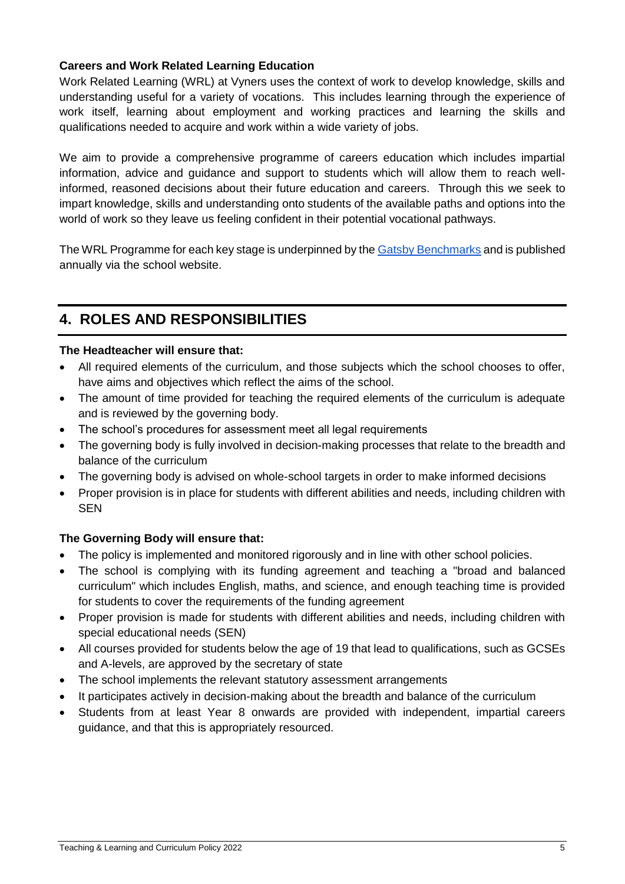**Careers and Work Related Learning Education**

Work Related Learning (WRL) at Vyners uses the context of work to develop knowledge, skills and understanding useful for a variety of vocations. This includes learning through the experience of work itself, learning about employment and working practices and learning the skills and qualifications needed to acquire and work within a wide variety of jobs.

We aim to provide a comprehensive programme of careers education which includes impartial information, advice and guidance and support to students which will allow them to reach well-informed, reasoned decisions about their future education and careers. Through this we seek to impart knowledge, skills and understanding onto students of the available paths and options into the world of work so they leave us feeling confident in their potential vocational pathways.

The WRL Programme for each key stage is underpinned by the Gatsby Benchmarks and is published annually via the school website.

## 4. ROLES AND RESPONSIBILITIES

**The Headteacher will ensure that:**

- All required elements of the curriculum, and those subjects which the school chooses to offer, have aims and objectives which reflect the aims of the school.
- The amount of time provided for teaching the required elements of the curriculum is adequate and is reviewed by the governing body.
- The school's procedures for assessment meet all legal requirements
- The governing body is fully involved in decision-making processes that relate to the breadth and balance of the curriculum
- The governing body is advised on whole-school targets in order to make informed decisions
- Proper provision is in place for students with different abilities and needs, including children with SEN

**The Governing Body will ensure that:**

- The policy is implemented and monitored rigorously and in line with other school policies.
- The school is complying with its funding agreement and teaching a "broad and balanced curriculum" which includes English, maths, and science, and enough teaching time is provided for students to cover the requirements of the funding agreement
- Proper provision is made for students with different abilities and needs, including children with special educational needs (SEN)
- All courses provided for students below the age of 19 that lead to qualifications, such as GCSEs and A-levels, are approved by the secretary of state
- The school implements the relevant statutory assessment arrangements
- It participates actively in decision-making about the breadth and balance of the curriculum
- Students from at least Year 8 onwards are provided with independent, impartial careers guidance, and that this is appropriately resourced.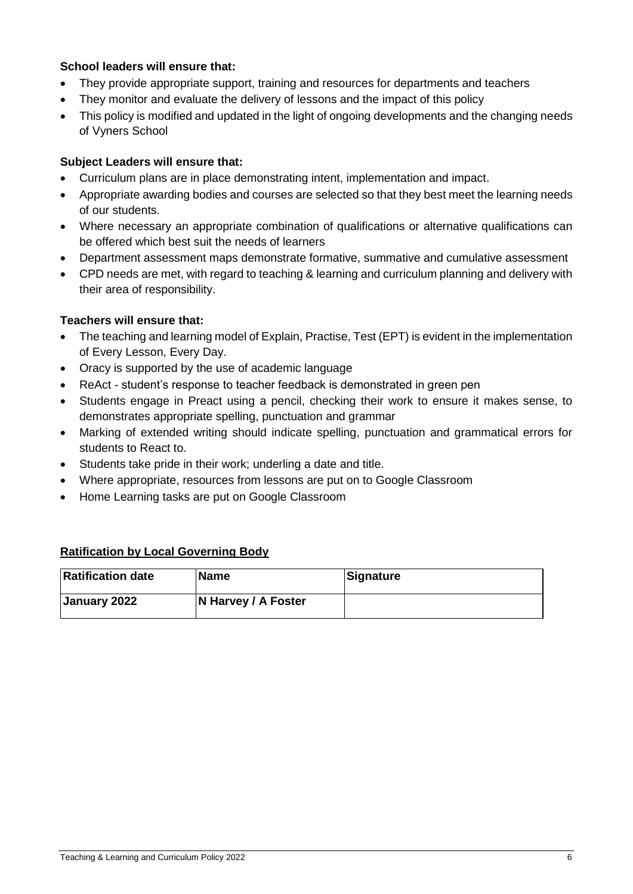**School leaders will ensure that:**

- They provide appropriate support, training and resources for departments and teachers
- They monitor and evaluate the delivery of lessons and the impact of this policy
- This policy is modified and updated in the light of ongoing developments and the changing needs of Vyners School

**Subject Leaders will ensure that:**

- Curriculum plans are in place demonstrating intent, implementation and impact.
- Appropriate awarding bodies and courses are selected so that they best meet the learning needs of our students.
- Where necessary an appropriate combination of qualifications or alternative qualifications can be offered which best suit the needs of learners
- Department assessment maps demonstrate formative, summative and cumulative assessment
- CPD needs are met, with regard to teaching & learning and curriculum planning and delivery with their area of responsibility.

**Teachers will ensure that:**

- The teaching and learning model of Explain, Practise, Test (EPT) is evident in the implementation of Every Lesson, Every Day.
- Oracy is supported by the use of academic language
- ReAct - student's response to teacher feedback is demonstrated in green pen
- Students engage in Preact using a pencil, checking their work to ensure it makes sense, to demonstrates appropriate spelling, punctuation and grammar
- Marking of extended writing should indicate spelling, punctuation and grammatical errors for students to React to.
- Students take pride in their work; underling a date and title.
- Where appropriate, resources from lessons are put on to Google Classroom
- Home Learning tasks are put on Google Classroom

**Ratification by Local Governing Body**

| Ratification date | Name | Signature |
|---|---|---|
| January 2022 | N Harvey / A Foster | |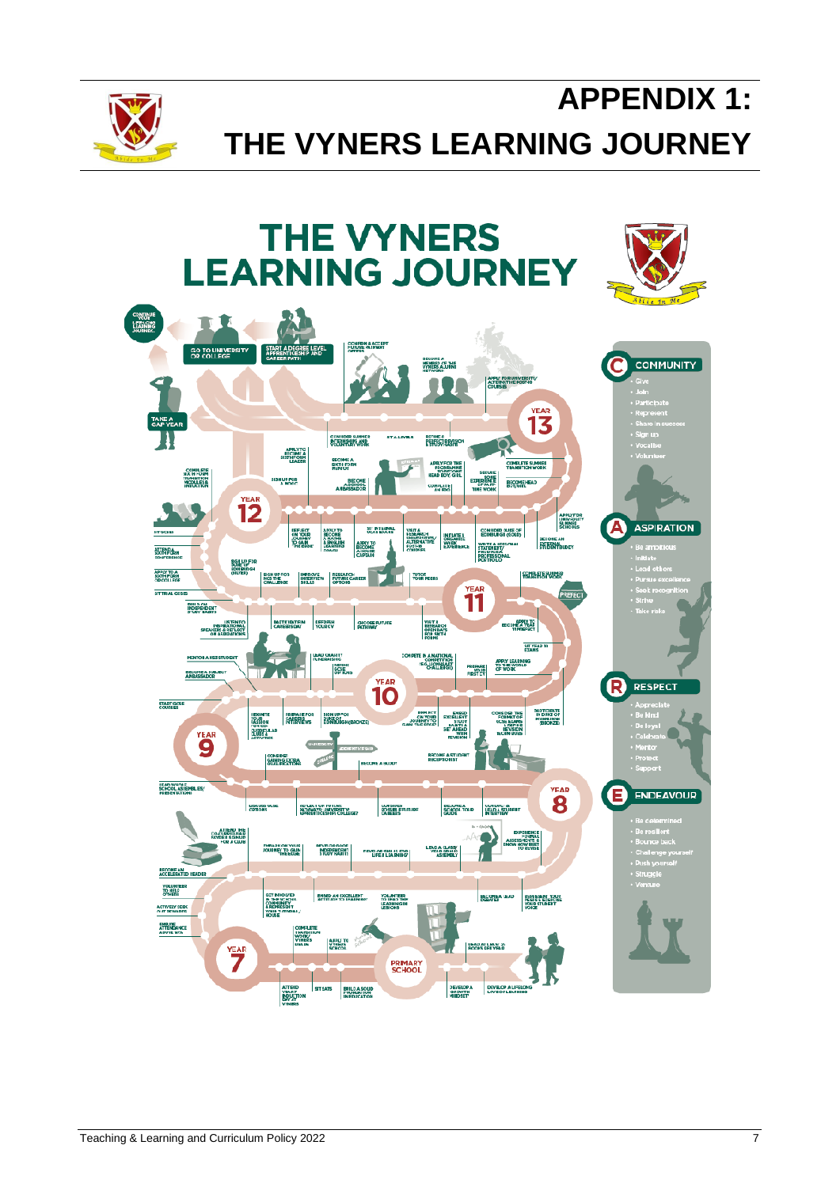# APPENDIX 1:
# THE VYNERS LEARNING JOURNEY

## THE VYNERS LEARNING JOURNEY

**COMMUNITY**

- Give
- Join
- Participate
- Represent
- Share in success
- Sign up
- Vocalise
- Volunteer

**ASPIRATION**

- Be ambitious
- Initiate
- Lead others
- Pursue excellence
- Seek recognition
- Strive
- Take risks

**RESPECT**

- Appreciate
- Be kind
- Be loyal
- Celebrate
- Mentor
- Protect
- Support

**ENDEAVOUR**

- Be determined
- Be resilient
- Bounce back
- Challenge yourself
- Push yourself
- Struggle
- Venture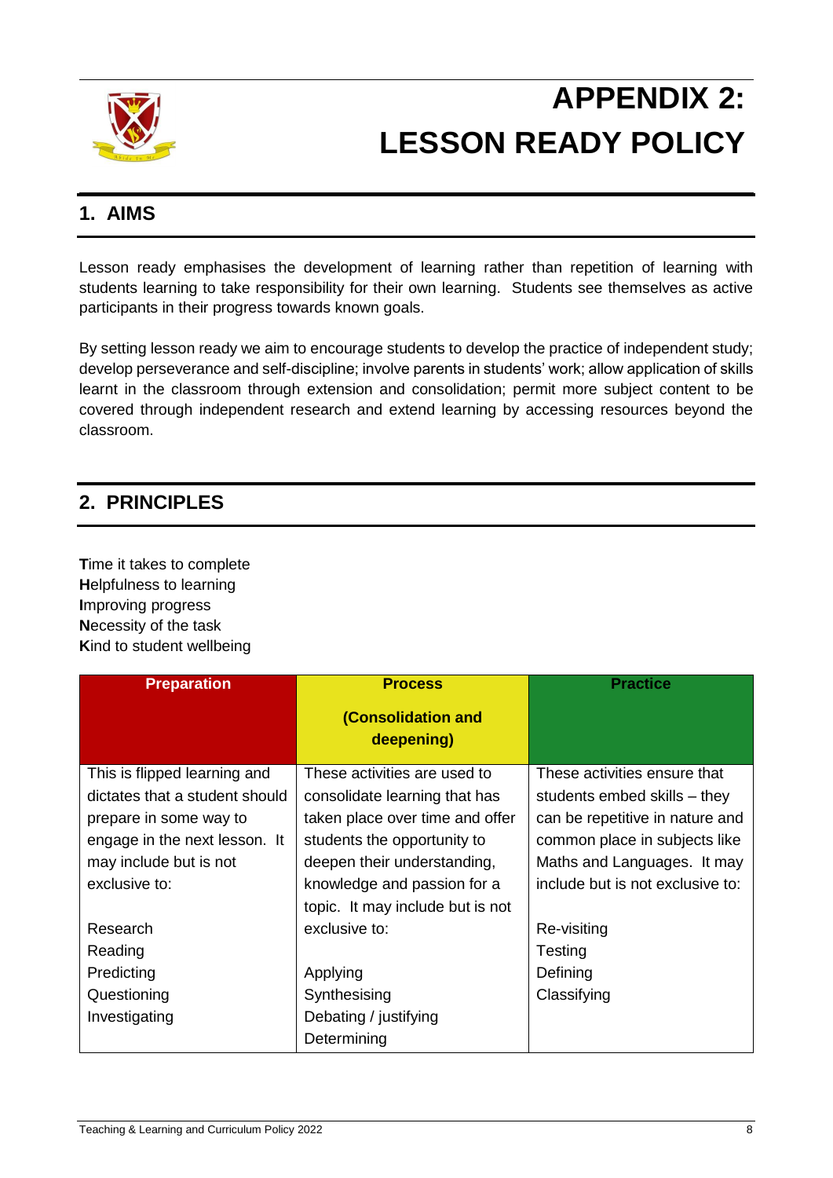# APPENDIX 2: LESSON READY POLICY

## 1. AIMS

Lesson ready emphasises the development of learning rather than repetition of learning with students learning to take responsibility for their own learning. Students see themselves as active participants in their progress towards known goals.

By setting lesson ready we aim to encourage students to develop the practice of independent study; develop perseverance and self-discipline; involve parents in students' work; allow application of skills learnt in the classroom through extension and consolidation; permit more subject content to be covered through independent research and extend learning by accessing resources beyond the classroom.

## 2. PRINCIPLES

**T**ime it takes to complete
**H**elpfulness to learning
**I**mproving progress
**N**ecessity of the task
**K**ind to student wellbeing

| Preparation | Process (Consolidation and deepening) | Practice |
|---|---|---|
| This is flipped learning and dictates that a student should prepare in some way to engage in the next lesson. It may include but is not exclusive to:<br><br>Research<br>Reading<br>Predicting<br>Questioning<br>Investigating | These activities are used to consolidate learning that has taken place over time and offer students the opportunity to deepen their understanding, knowledge and passion for a topic. It may include but is not exclusive to:<br><br>Applying<br>Synthesising<br>Debating / justifying<br>Determining | These activities ensure that students embed skills – they can be repetitive in nature and common place in subjects like Maths and Languages. It may include but is not exclusive to:<br><br>Re-visiting<br>Testing<br>Defining<br>Classifying |